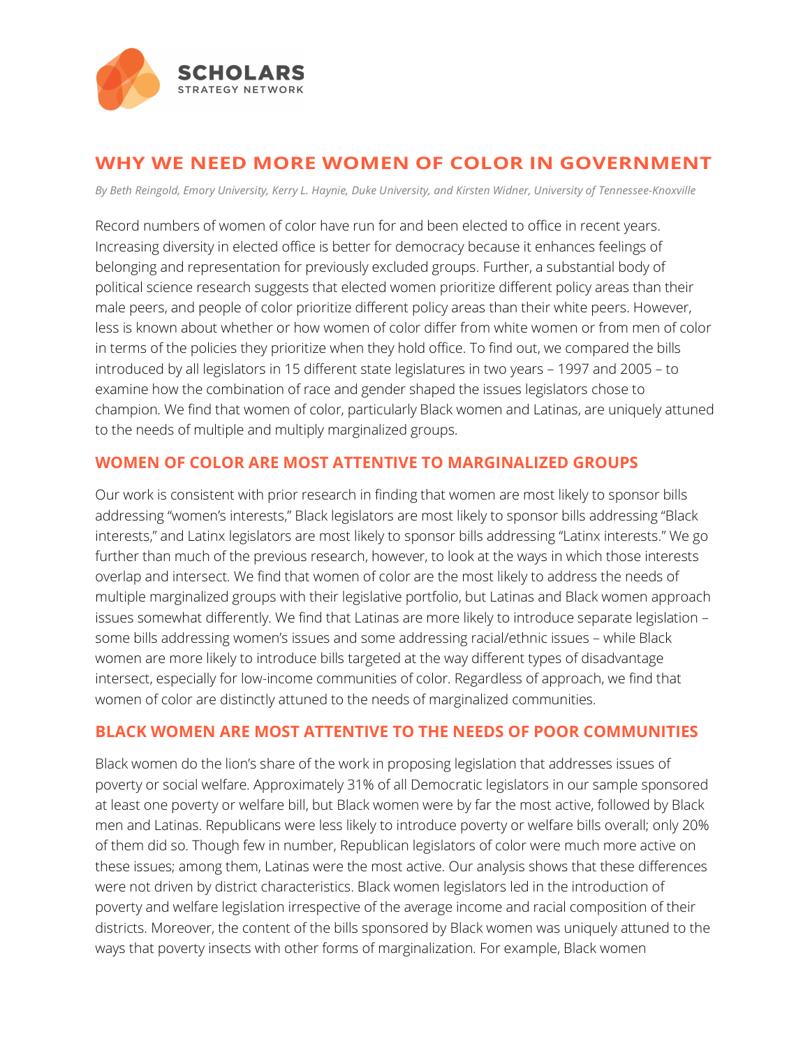# WHY WE NEED MORE WOMEN OF COLOR IN GOVERNMENT

*By Beth Reingold, Emory University, Kerry L. Haynie, Duke University, and Kirsten Widner, University of Tennessee-Knoxville*

Record numbers of women of color have run for and been elected to office in recent years. Increasing diversity in elected office is better for democracy because it enhances feelings of belonging and representation for previously excluded groups. Further, a substantial body of political science research suggests that elected women prioritize different policy areas than their male peers, and people of color prioritize different policy areas than their white peers. However, less is known about whether or how women of color differ from white women or from men of color in terms of the policies they prioritize when they hold office. To find out, we compared the bills introduced by all legislators in 15 different state legislatures in two years – 1997 and 2005 – to examine how the combination of race and gender shaped the issues legislators chose to champion. We find that women of color, particularly Black women and Latinas, are uniquely attuned to the needs of multiple and multiply marginalized groups.

## WOMEN OF COLOR ARE MOST ATTENTIVE TO MARGINALIZED GROUPS

Our work is consistent with prior research in finding that women are most likely to sponsor bills addressing "women's interests," Black legislators are most likely to sponsor bills addressing "Black interests," and Latinx legislators are most likely to sponsor bills addressing "Latinx interests." We go further than much of the previous research, however, to look at the ways in which those interests overlap and intersect. We find that women of color are the most likely to address the needs of multiple marginalized groups with their legislative portfolio, but Latinas and Black women approach issues somewhat differently. We find that Latinas are more likely to introduce separate legislation – some bills addressing women's issues and some addressing racial/ethnic issues – while Black women are more likely to introduce bills targeted at the way different types of disadvantage intersect, especially for low-income communities of color. Regardless of approach, we find that women of color are distinctly attuned to the needs of marginalized communities.

## BLACK WOMEN ARE MOST ATTENTIVE TO THE NEEDS OF POOR COMMUNITIES

Black women do the lion's share of the work in proposing legislation that addresses issues of poverty or social welfare. Approximately 31% of all Democratic legislators in our sample sponsored at least one poverty or welfare bill, but Black women were by far the most active, followed by Black men and Latinas. Republicans were less likely to introduce poverty or welfare bills overall; only 20% of them did so. Though few in number, Republican legislators of color were much more active on these issues; among them, Latinas were the most active. Our analysis shows that these differences were not driven by district characteristics. Black women legislators led in the introduction of poverty and welfare legislation irrespective of the average income and racial composition of their districts. Moreover, the content of the bills sponsored by Black women was uniquely attuned to the ways that poverty insects with other forms of marginalization. For example, Black women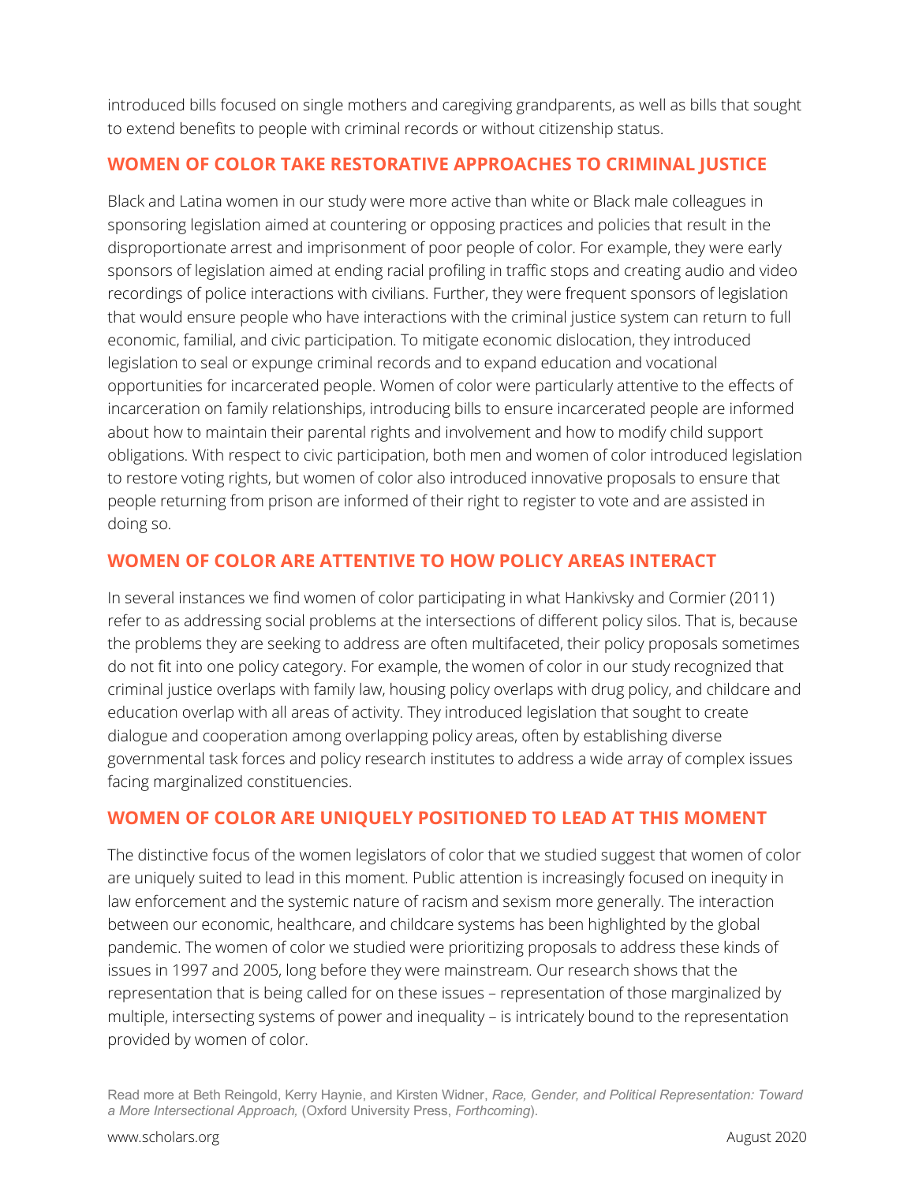introduced bills focused on single mothers and caregiving grandparents, as well as bills that sought to extend benefits to people with criminal records or without citizenship status.

## WOMEN OF COLOR TAKE RESTORATIVE APPROACHES TO CRIMINAL JUSTICE

Black and Latina women in our study were more active than white or Black male colleagues in sponsoring legislation aimed at countering or opposing practices and policies that result in the disproportionate arrest and imprisonment of poor people of color. For example, they were early sponsors of legislation aimed at ending racial profiling in traffic stops and creating audio and video recordings of police interactions with civilians. Further, they were frequent sponsors of legislation that would ensure people who have interactions with the criminal justice system can return to full economic, familial, and civic participation. To mitigate economic dislocation, they introduced legislation to seal or expunge criminal records and to expand education and vocational opportunities for incarcerated people. Women of color were particularly attentive to the effects of incarceration on family relationships, introducing bills to ensure incarcerated people are informed about how to maintain their parental rights and involvement and how to modify child support obligations. With respect to civic participation, both men and women of color introduced legislation to restore voting rights, but women of color also introduced innovative proposals to ensure that people returning from prison are informed of their right to register to vote and are assisted in doing so.

## WOMEN OF COLOR ARE ATTENTIVE TO HOW POLICY AREAS INTERACT

In several instances we find women of color participating in what Hankivsky and Cormier (2011) refer to as addressing social problems at the intersections of different policy silos. That is, because the problems they are seeking to address are often multifaceted, their policy proposals sometimes do not fit into one policy category. For example, the women of color in our study recognized that criminal justice overlaps with family law, housing policy overlaps with drug policy, and childcare and education overlap with all areas of activity. They introduced legislation that sought to create dialogue and cooperation among overlapping policy areas, often by establishing diverse governmental task forces and policy research institutes to address a wide array of complex issues facing marginalized constituencies.

## WOMEN OF COLOR ARE UNIQUELY POSITIONED TO LEAD AT THIS MOMENT

The distinctive focus of the women legislators of color that we studied suggest that women of color are uniquely suited to lead in this moment. Public attention is increasingly focused on inequity in law enforcement and the systemic nature of racism and sexism more generally. The interaction between our economic, healthcare, and childcare systems has been highlighted by the global pandemic. The women of color we studied were prioritizing proposals to address these kinds of issues in 1997 and 2005, long before they were mainstream. Our research shows that the representation that is being called for on these issues – representation of those marginalized by multiple, intersecting systems of power and inequality – is intricately bound to the representation provided by women of color.

Read more at Beth Reingold, Kerry Haynie, and Kirsten Widner, *Race, Gender, and Political Representation: Toward a More Intersectional Approach,* (Oxford University Press, *Forthcoming*).

www.scholars.org August 2020